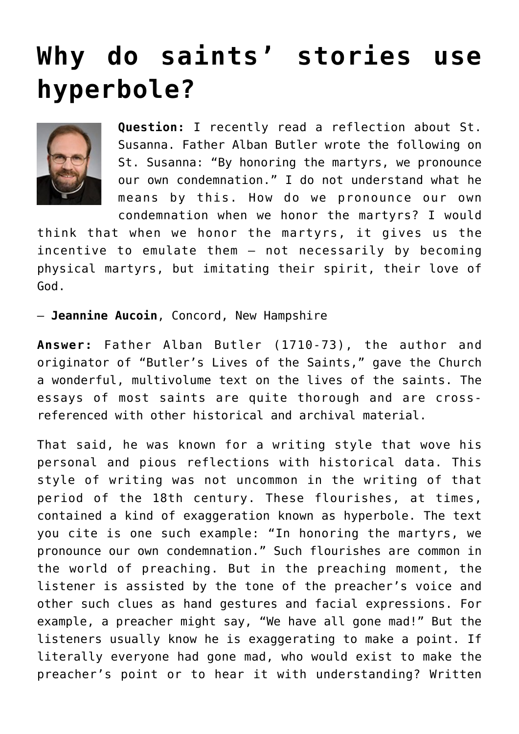# Why do saints' stories use hyperbole?

**Question:** I recently read a reflection about St. Susanna. Father Alban Butler wrote the following on St. Susanna: "By honoring the martyrs, we pronounce our own condemnation." I do not understand what he means by this. How do we pronounce our own condemnation when we honor the martyrs? I would think that when we honor the martyrs, it gives us the incentive to emulate them — not necessarily by becoming physical martyrs, but imitating their spirit, their love of God.

— **Jeannine Aucoin**, Concord, New Hampshire

**Answer:** Father Alban Butler (1710-73), the author and originator of "Butler's Lives of the Saints," gave the Church a wonderful, multivolume text on the lives of the saints. The essays of most saints are quite thorough and are cross-referenced with other historical and archival material.

That said, he was known for a writing style that wove his personal and pious reflections with historical data. This style of writing was not uncommon in the writing of that period of the 18th century. These flourishes, at times, contained a kind of exaggeration known as hyperbole. The text you cite is one such example: "In honoring the martyrs, we pronounce our own condemnation." Such flourishes are common in the world of preaching. But in the preaching moment, the listener is assisted by the tone of the preacher's voice and other such clues as hand gestures and facial expressions. For example, a preacher might say, "We have all gone mad!" But the listeners usually know he is exaggerating to make a point. If literally everyone had gone mad, who would exist to make the preacher's point or to hear it with understanding? Written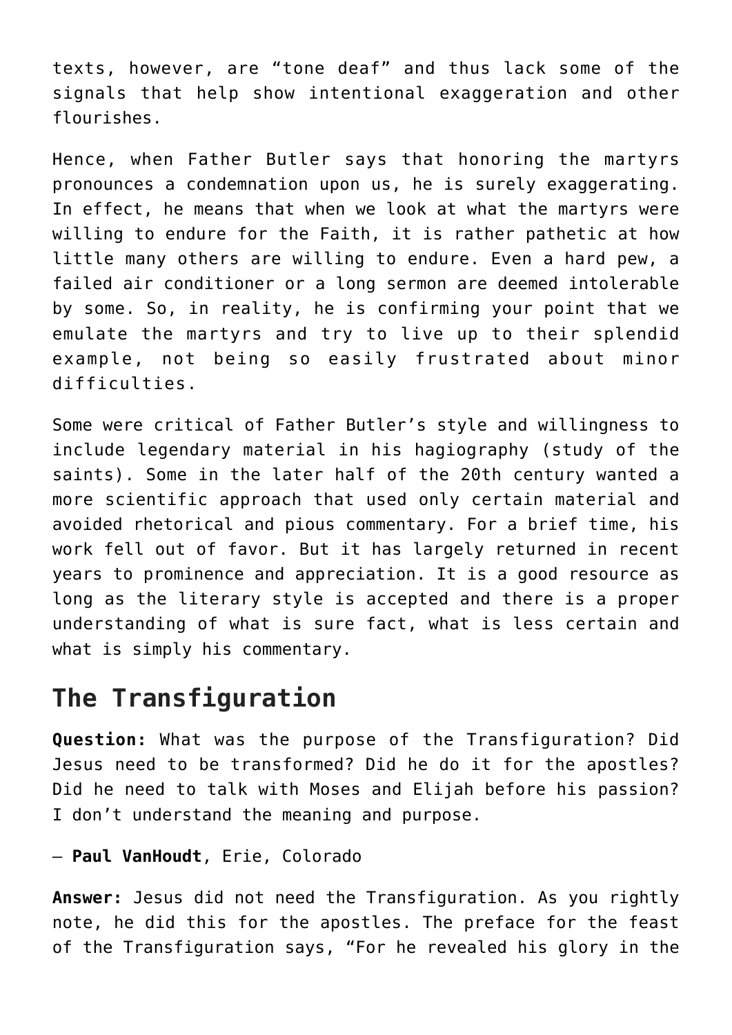texts, however, are "tone deaf" and thus lack some of the signals that help show intentional exaggeration and other flourishes.

Hence, when Father Butler says that honoring the martyrs pronounces a condemnation upon us, he is surely exaggerating. In effect, he means that when we look at what the martyrs were willing to endure for the Faith, it is rather pathetic at how little many others are willing to endure. Even a hard pew, a failed air conditioner or a long sermon are deemed intolerable by some. So, in reality, he is confirming your point that we emulate the martyrs and try to live up to their splendid example, not being so easily frustrated about minor difficulties.

Some were critical of Father Butler's style and willingness to include legendary material in his hagiography (study of the saints). Some in the later half of the 20th century wanted a more scientific approach that used only certain material and avoided rhetorical and pious commentary. For a brief time, his work fell out of favor. But it has largely returned in recent years to prominence and appreciation. It is a good resource as long as the literary style is accepted and there is a proper understanding of what is sure fact, what is less certain and what is simply his commentary.

## The Transfiguration

**Question:** What was the purpose of the Transfiguration? Did Jesus need to be transformed? Did he do it for the apostles? Did he need to talk with Moses and Elijah before his passion? I don't understand the meaning and purpose.

— **Paul VanHoudt**, Erie, Colorado

**Answer:** Jesus did not need the Transfiguration. As you rightly note, he did this for the apostles. The preface for the feast of the Transfiguration says, "For he revealed his glory in the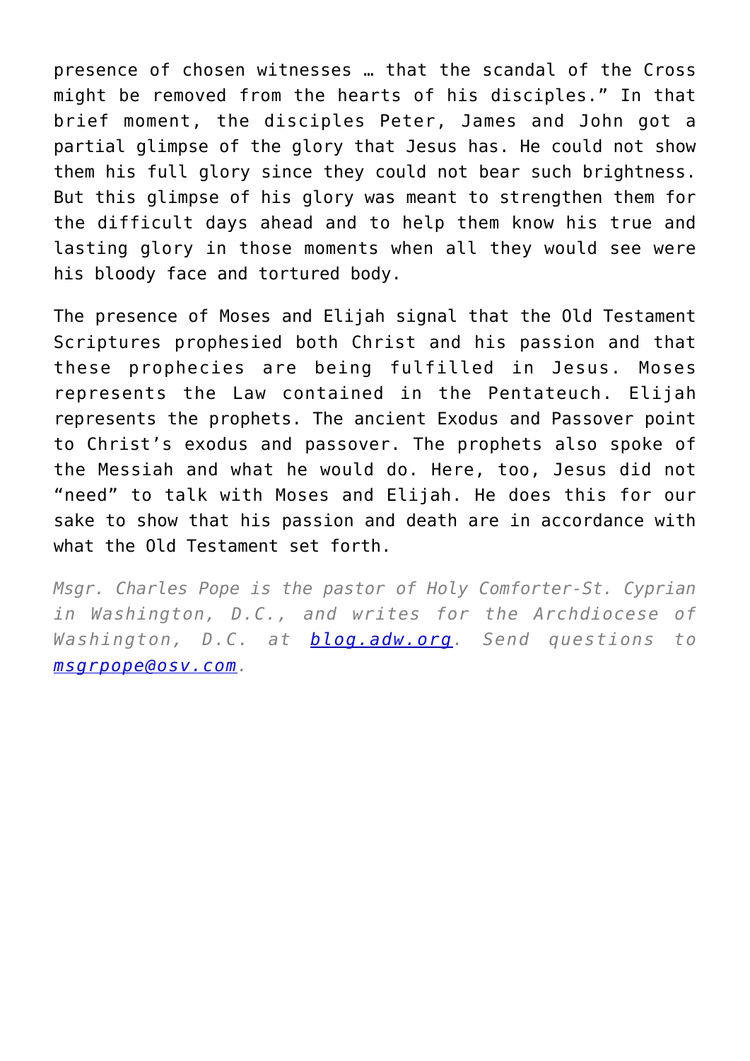presence of chosen witnesses … that the scandal of the Cross might be removed from the hearts of his disciples." In that brief moment, the disciples Peter, James and John got a partial glimpse of the glory that Jesus has. He could not show them his full glory since they could not bear such brightness. But this glimpse of his glory was meant to strengthen them for the difficult days ahead and to help them know his true and lasting glory in those moments when all they would see were his bloody face and tortured body.

The presence of Moses and Elijah signal that the Old Testament Scriptures prophesied both Christ and his passion and that these prophecies are being fulfilled in Jesus. Moses represents the Law contained in the Pentateuch. Elijah represents the prophets. The ancient Exodus and Passover point to Christ's exodus and passover. The prophets also spoke of the Messiah and what he would do. Here, too, Jesus did not "need" to talk with Moses and Elijah. He does this for our sake to show that his passion and death are in accordance with what the Old Testament set forth.

*Msgr. Charles Pope is the pastor of Holy Comforter-St. Cyprian in Washington, D.C., and writes for the Archdiocese of Washington, D.C. at [blog.adw.org](http://blog.adw.org). Send questions to [msgrpope@osv.com](mailto:msgrpope@osv.com).*